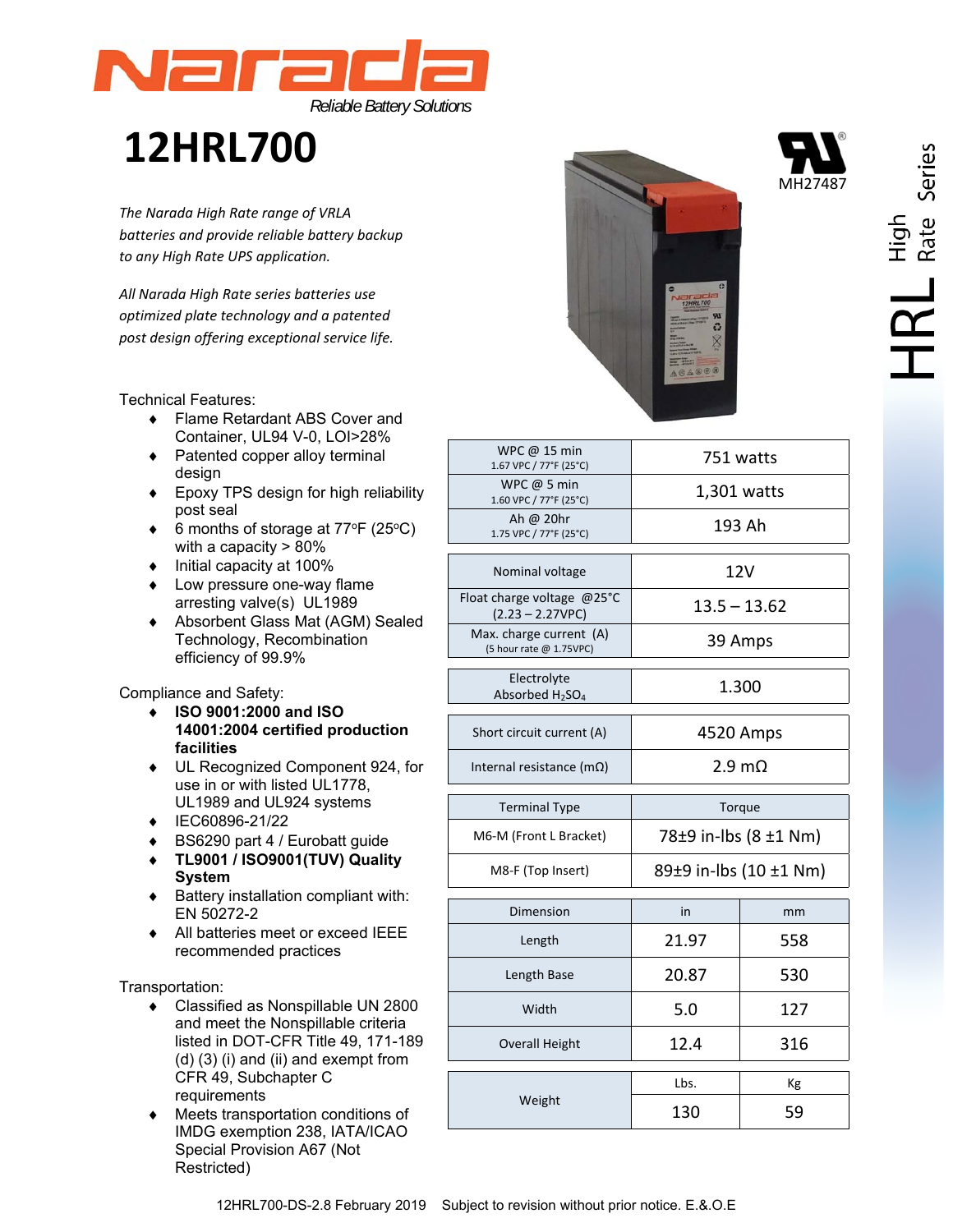# Narada

*Reliable Battery Solutions*

# 12HRL700

*The Narada High Rate range of VRLA batteries and provide reliable battery backup to any High Rate UPS application.*

*All Narada High Rate series batteries use optimized plate technology and a patented post design offering exceptional service life.*

MH27487

HRL High Rate Series

Technical Features:

- Flame Retardant ABS Cover and Container, UL94 V-0, LOI>28%
- Patented copper alloy terminal design
- Epoxy TPS design for high reliability post seal
- 6 months of storage at 77°F (25°C) with a capacity > 80%
- Initial capacity at 100%
- Low pressure one-way flame arresting valve(s) UL1989
- Absorbent Glass Mat (AGM) Sealed Technology, Recombination efficiency of 99.9%

Compliance and Safety:

- **ISO 9001:2000 and ISO 14001:2004 certified production facilities**
- UL Recognized Component 924, for use in or with listed UL1778, UL1989 and UL924 systems
- IEC60896-21/22
- BS6290 part 4 / Eurobatt guide
- **TL9001 / ISO9001(TUV) Quality System**
- Battery installation compliant with: EN 50272-2
- All batteries meet or exceed IEEE recommended practices

Transportation:

- Classified as Nonspillable UN 2800 and meet the Nonspillable criteria listed in DOT-CFR Title 49, 171-189 (d) (3) (i) and (ii) and exempt from CFR 49, Subchapter C requirements
- Meets transportation conditions of IMDG exemption 238, IATA/ICAO Special Provision A67 (Not Restricted)

| | |
|---|---|
| WPC @ 15 min<br>1.67 VPC / 77°F (25°C) | 751 watts |
| WPC @ 5 min<br>1.60 VPC / 77°F (25°C) | 1,301 watts |
| Ah @ 20hr<br>1.75 VPC / 77°F (25°C) | 193 Ah |

| | |
|---|---|
| Nominal voltage | 12V |
| Float charge voltage @25°C<br>(2.23 – 2.27VPC) | 13.5 – 13.62 |
| Max. charge current (A)<br>(5 hour rate @ 1.75VPC) | 39 Amps |

| | |
|---|---|
| Electrolyte<br>Absorbed $H_2SO_4$ | 1.300 |

| | |
|---|---|
| Short circuit current (A) | 4520 Amps |
| Internal resistance (mΩ) | 2.9 mΩ |

| Terminal Type | Torque |
|---|---|
| M6-M (Front L Bracket) | 78±9 in-lbs (8 ±1 Nm) |
| M8-F (Top Insert) | 89±9 in-lbs (10 ±1 Nm) |

| Dimension | in | mm |
|---|---|---|
| Length | 21.97 | 558 |
| Length Base | 20.87 | 530 |
| Width | 5.0 | 127 |
| Overall Height | 12.4 | 316 |

| | Lbs. | Kg |
|---|---|---|
| Weight | 130 | 59 |

12HRL700-DS-2.8 February 2019 Subject to revision without prior notice. E.&.O.E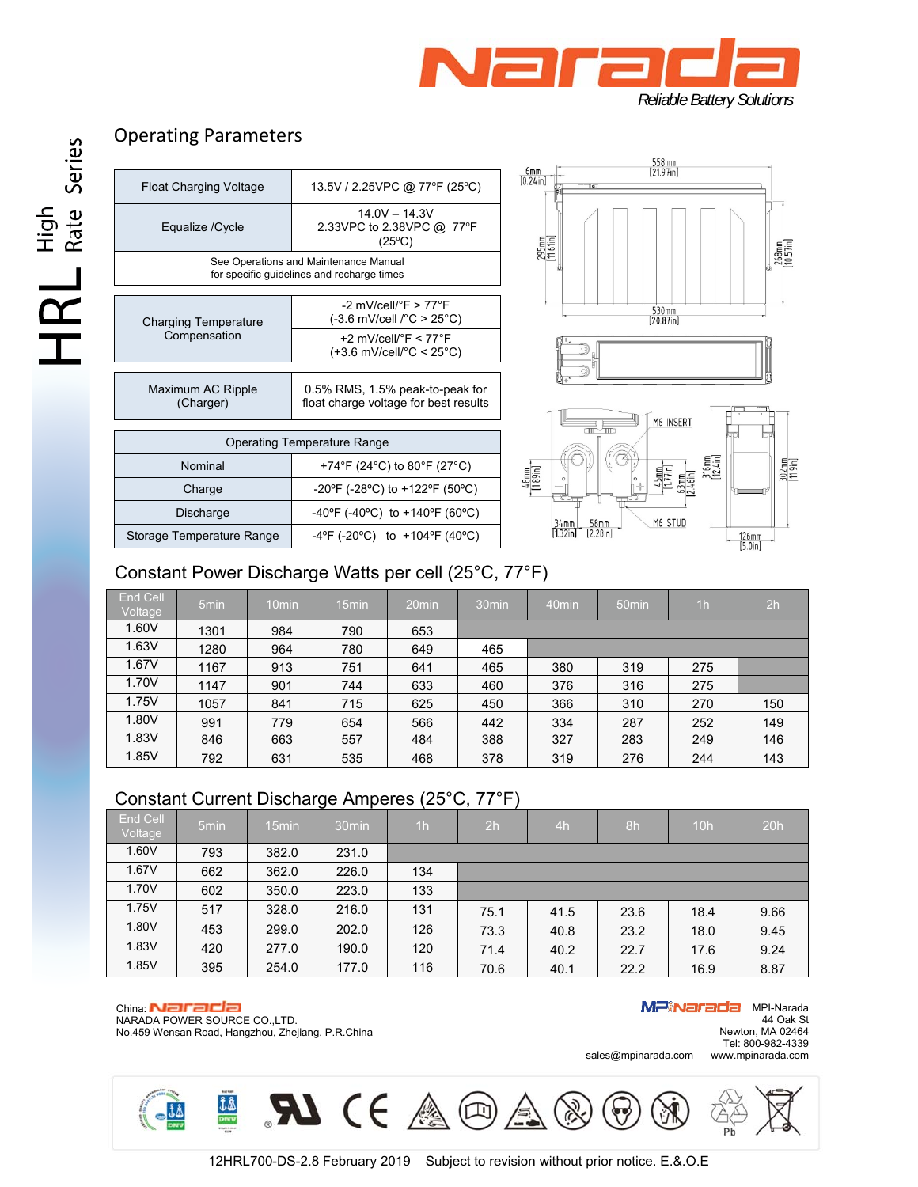## Operating Parameters

| | |
|---|---|
| Float Charging Voltage | 13.5V / 2.25VPC @ 77°F (25°C) |
| Equalize /Cycle | 14.0V – 14.3V 2.33VPC to 2.38VPC @ 77°F (25°C) |
| See Operations and Maintenance Manual for specific guidelines and recharge times | |

| | |
|---|---|
| Charging Temperature Compensation | -2 mV/cell/°F > 77°F (-3.6 mV/cell /°C > 25°C) |
| | +2 mV/cell/°F < 77°F (+3.6 mV/cell/°C < 25°C) |

| | |
|---|---|
| Maximum AC Ripple (Charger) | 0.5% RMS, 1.5% peak-to-peak for float charge voltage for best results |

| Operating Temperature Range | |
|---|---|
| Nominal | +74°F (24°C) to 80°F (27°C) |
| Charge | -20ºF (-28ºC) to +122ºF (50ºC) |
| Discharge | -40ºF (-40ºC) to +140ºF (60ºC) |
| Storage Temperature Range | -4ºF (-20ºC) to +104ºF (40ºC) |

6mm [0.24in]
558mm [21.97in]
295mm [11.61in]
268mm [10.57in]
530mm [20.87in]
M6 INSERT
48mm [1.89in]
45mm [1.77in]
63mm [2.46in]
316mm [12.4in]
302mm [11.9in]
34mm [1.32in]
58mm [2.28in]
M6 STUD
126mm [5.0in]

## Constant Power Discharge Watts per cell (25°C, 77°F)

| End Cell Voltage | 5min | 10min | 15min | 20min | 30min | 40min | 50min | 1h | 2h |
|---|---|---|---|---|---|---|---|---|---|
| 1.60V | 1301 | 984 | 790 | 653 | | | | | |
| 1.63V | 1280 | 964 | 780 | 649 | 465 | | | | |
| 1.67V | 1167 | 913 | 751 | 641 | 465 | 380 | 319 | 275 | |
| 1.70V | 1147 | 901 | 744 | 633 | 460 | 376 | 316 | 275 | |
| 1.75V | 1057 | 841 | 715 | 625 | 450 | 366 | 310 | 270 | 150 |
| 1.80V | 991 | 779 | 654 | 566 | 442 | 334 | 287 | 252 | 149 |
| 1.83V | 846 | 663 | 557 | 484 | 388 | 327 | 283 | 249 | 146 |
| 1.85V | 792 | 631 | 535 | 468 | 378 | 319 | 276 | 244 | 143 |

## Constant Current Discharge Amperes (25°C, 77°F)

| End Cell Voltage | 5min | 15min | 30min | 1h | 2h | 4h | 8h | 10h | 20h |
|---|---|---|---|---|---|---|---|---|---|
| 1.60V | 793 | 382.0 | 231.0 | | | | | | |
| 1.67V | 662 | 362.0 | 226.0 | 134 | | | | | |
| 1.70V | 602 | 350.0 | 223.0 | 133 | | | | | |
| 1.75V | 517 | 328.0 | 216.0 | 131 | 75.1 | 41.5 | 23.6 | 18.4 | 9.66 |
| 1.80V | 453 | 299.0 | 202.0 | 126 | 73.3 | 40.8 | 23.2 | 18.0 | 9.45 |
| 1.83V | 420 | 277.0 | 190.0 | 120 | 71.4 | 40.2 | 22.7 | 17.6 | 9.24 |
| 1.85V | 395 | 254.0 | 177.0 | 116 | 70.6 | 40.1 | 22.2 | 16.9 | 8.87 |

China: Narada
NARADA POWER SOURCE CO.,LTD.
No.459 Wensan Road, Hangzhou, Zhejiang, P.R.China

MPI-Narada
44 Oak St
Newton, MA 02464
Tel: 800-982-4339
sales@mpinarada.com www.mpinarada.com

12HRL700-DS-2.8 February 2019 Subject to revision without prior notice. E.&.O.E